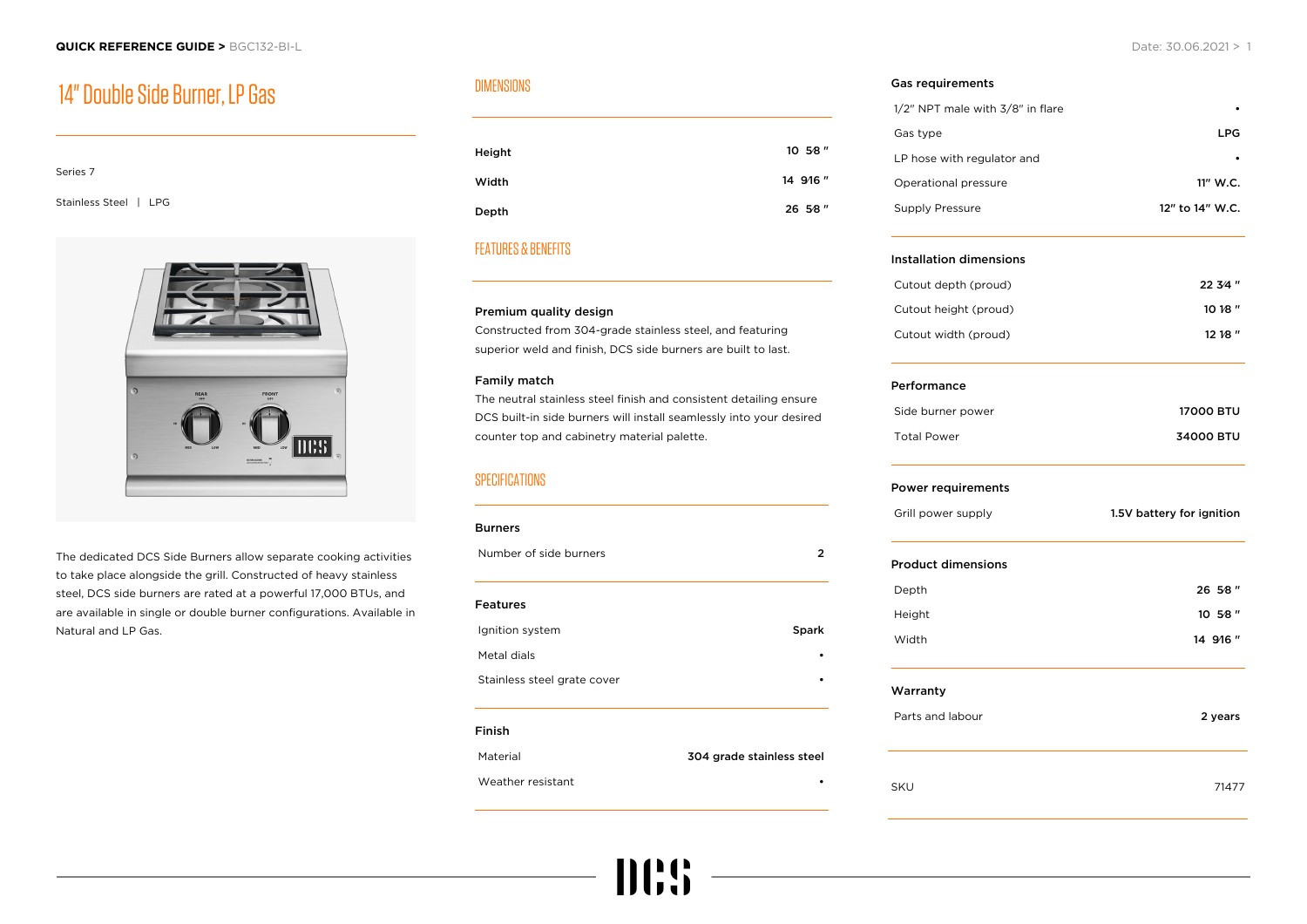QUICK REFERENCE GUIDE > BGC132-BI-L

Date: 30.06.2021

# 14" Double Side Burner, LP Gas

Series 7

Stainless Steel | LPG

The dedicated DCS Side Burners allow separate cooking activities to take place alongside the grill. Constructed of heavy stainless steel, DCS side burners are rated at a powerful 17,000 BTUs, and are available in single or double burner configurations. Available in Natural and LP Gas.

## DIMENSIONS

| | |
|---|---|
| Height | 10 58 " |
| Width | 14 916 " |
| Depth | 26 58 " |

## FEATURES & BENEFITS

**Premium quality design**

Constructed from 304-grade stainless steel, and featuring superior weld and finish, DCS side burners are built to last.

**Family match**

The neutral stainless steel finish and consistent detailing ensure DCS built-in side burners will install seamlessly into your desired counter top and cabinetry material palette.

## SPECIFICATIONS

**Burners**

| | |
|---|---|
| Number of side burners | 2 |

**Features**

| | |
|---|---|
| Ignition system | Spark |
| Metal dials | • |
| Stainless steel grate cover | • |

**Finish**

| | |
|---|---|
| Material | 304 grade stainless steel |
| Weather resistant | • |

**Gas requirements**

| | |
|---|---|
| 1/2" NPT male with 3/8" in flare | • |
| Gas type | LPG |
| LP hose with regulator and | • |
| Operational pressure | 11" W.C. |
| Supply Pressure | 12" to 14" W.C. |

**Installation dimensions**

| | |
|---|---|
| Cutout depth (proud) | 22 34 " |
| Cutout height (proud) | 10 18 " |
| Cutout width (proud) | 12 18 " |

**Performance**

| | |
|---|---|
| Side burner power | 17000 BTU |
| Total Power | 34000 BTU |

**Power requirements**

| | |
|---|---|
| Grill power supply | 1.5V battery for ignition |

**Product dimensions**

| | |
|---|---|
| Depth | 26 58 " |
| Height | 10 58 " |
| Width | 14 916 " |

**Warranty**

| | |
|---|---|
| Parts and labour | 2 years |

| | |
|---|---|
| SKU | 71477 |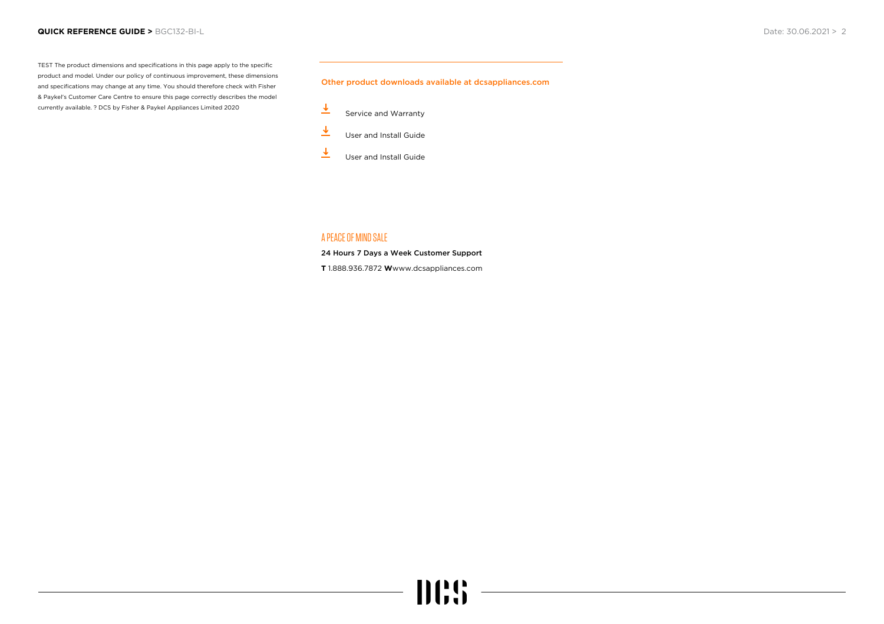TEST The product dimensions and specifications in this page apply to the specific product and model. Under our policy of continuous improvement, these dimensions and specifications may change at any time. You should therefore check with Fisher & Paykel's Customer Care Centre to ensure this page correctly describes the model currently available. ? DCS by Fisher & Paykel Appliances Limited 2020

Other product downloads available at dcsappliances.com

- Service and Warranty
- User and Install Guide
- User and Install Guide

## A PEACE OF MIND SALE

**24 Hours 7 Days a Week Customer Support**

**T** 1.888.936.7872 **W**www.dcsappliances.com